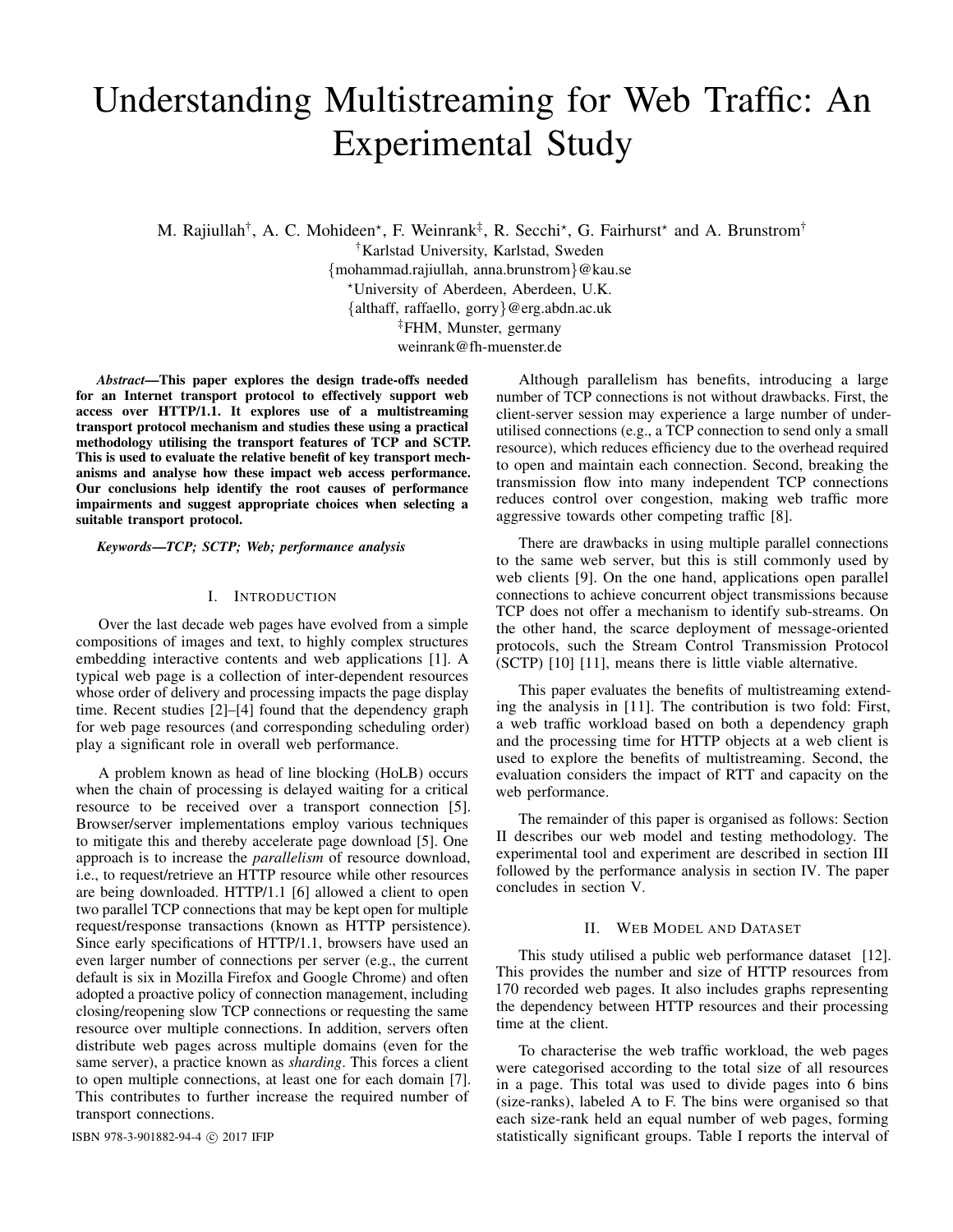# Understanding Multistreaming for Web Traffic: An Experimental Study

M. Rajiullah[†], A. C. Mohideen[⋆], F. Weinrank[‡], R. Secchi[⋆], G. Fairhurst[⋆] and A. Brunstrom[†]

[†]Karlstad University, Karlstad, Sweden
{mohammad.rajiullah, anna.brunstrom}@kau.se
[⋆]University of Aberdeen, Aberdeen, U.K.
{althaff, raffaello, gorry}@erg.abdn.ac.uk
[‡]FHM, Munster, germany
weinrank@fh-muenster.de

***Abstract*—This paper explores the design trade-offs needed for an Internet transport protocol to effectively support web access over HTTP/1.1. It explores use of a multistreaming transport protocol mechanism and studies these using a practical methodology utilising the transport features of TCP and SCTP. This is used to evaluate the relative benefit of key transport mechanisms and analyse how these impact web access performance. Our conclusions help identify the root causes of performance impairments and suggest appropriate choices when selecting a suitable transport protocol.**

***Keywords*—TCP; SCTP; Web; performance analysis**

## I. Introduction

Over the last decade web pages have evolved from a simple compositions of images and text, to highly complex structures embedding interactive contents and web applications [1]. A typical web page is a collection of inter-dependent resources whose order of delivery and processing impacts the page display time. Recent studies [2]–[4] found that the dependency graph for web page resources (and corresponding scheduling order) play a significant role in overall web performance.

A problem known as head of line blocking (HoLB) occurs when the chain of processing is delayed waiting for a critical resource to be received over a transport connection [5]. Browser/server implementations employ various techniques to mitigate this and thereby accelerate page download [5]. One approach is to increase the *parallelism* of resource download, i.e., to request/retrieve an HTTP resource while other resources are being downloaded. HTTP/1.1 [6] allowed a client to open two parallel TCP connections that may be kept open for multiple request/response transactions (known as HTTP persistence). Since early specifications of HTTP/1.1, browsers have used an even larger number of connections per server (e.g., the current default is six in Mozilla Firefox and Google Chrome) and often adopted a proactive policy of connection management, including closing/reopening slow TCP connections or requesting the same resource over multiple connections. In addition, servers often distribute web pages across multiple domains (even for the same server), a practice known as *sharding*. This forces a client to open multiple connections, at least one for each domain [7]. This contributes to further increase the required number of transport connections.

Although parallelism has benefits, introducing a large number of TCP connections is not without drawbacks. First, the client-server session may experience a large number of under-utilised connections (e.g., a TCP connection to send only a small resource), which reduces efficiency due to the overhead required to open and maintain each connection. Second, breaking the transmission flow into many independent TCP connections reduces control over congestion, making web traffic more aggressive towards other competing traffic [8].

There are drawbacks in using multiple parallel connections to the same web server, but this is still commonly used by web clients [9]. On the one hand, applications open parallel connections to achieve concurrent object transmissions because TCP does not offer a mechanism to identify sub-streams. On the other hand, the scarce deployment of message-oriented protocols, such the Stream Control Transmission Protocol (SCTP) [10] [11], means there is little viable alternative.

This paper evaluates the benefits of multistreaming extending the analysis in [11]. The contribution is two fold: First, a web traffic workload based on both a dependency graph and the processing time for HTTP objects at a web client is used to explore the benefits of multistreaming. Second, the evaluation considers the impact of RTT and capacity on the web performance.

The remainder of this paper is organised as follows: Section II describes our web model and testing methodology. The experimental tool and experiment are described in section III followed by the performance analysis in section IV. The paper concludes in section V.

## II. Web Model and Dataset

This study utilised a public web performance dataset [12]. This provides the number and size of HTTP resources from 170 recorded web pages. It also includes graphs representing the dependency between HTTP resources and their processing time at the client.

To characterise the web traffic workload, the web pages were categorised according to the total size of all resources in a page. This total was used to divide pages into 6 bins (size-ranks), labeled A to F. The bins were organised so that each size-rank held an equal number of web pages, forming statistically significant groups. Table I reports the interval of

ISBN 978-3-901882-94-4 © 2017 IFIP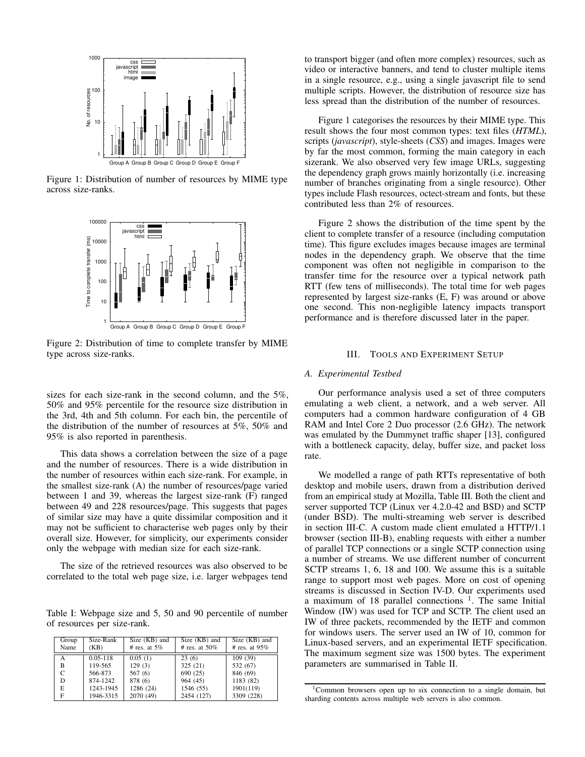Figure 1: Distribution of number of resources by MIME type across size-ranks.

Figure 2: Distribution of time to complete transfer by MIME type across size-ranks.

sizes for each size-rank in the second column, and the 5%, 50% and 95% percentile for the resource size distribution in the 3rd, 4th and 5th column. For each bin, the percentile of the distribution of the number of resources at 5%, 50% and 95% is also reported in parenthesis.

This data shows a correlation between the size of a page and the number of resources. There is a wide distribution in the number of resources within each size-rank. For example, in the smallest size-rank (A) the number of resources/page varied between 1 and 39, whereas the largest size-rank (F) ranged between 49 and 228 resources/page. This suggests that pages of similar size may have a quite dissimilar composition and it may not be sufficient to characterise web pages only by their overall size. However, for simplicity, our experiments consider only the webpage with median size for each size-rank.

The size of the retrieved resources was also observed to be correlated to the total web page size, i.e. larger webpages tend to transport bigger (and often more complex) resources, such as video or interactive banners, and tend to cluster multiple items in a single resource, e.g., using a single javascript file to send multiple scripts. However, the distribution of resource size has less spread than the distribution of the number of resources.

Table I: Webpage size and 5, 50 and 90 percentile of number of resources per size-rank.

| Group Name | Size-Rank (KB) | Size (KB) and # res. at 5% | Size (KB) and # res. at 50% | Size (KB) and # res. at 95% |
|---|---|---|---|---|
| A | 0.05-118 | 0.05 (1) | 23 (6) | 109 (39) |
| B | 119-565 | 129 (3) | 325 (21) | 532 (67) |
| C | 566-873 | 567 (6) | 690 (25) | 846 (69) |
| D | 874-1242 | 878 (6) | 964 (45) | 1183 (82) |
| E | 1243-1945 | 1286 (24) | 1546 (55) | 1901(119) |
| F | 1946-3315 | 2070 (49) | 2454 (127) | 3309 (228) |

Figure 1 categorises the resources by their MIME type. This result shows the four most common types: text files (*HTML*), scripts (*javascript*), style-sheets (*CSS*) and images. Images were by far the most common, forming the main category in each sizerank. We also observed very few image URLs, suggesting the dependency graph grows mainly horizontally (i.e. increasing number of branches originating from a single resource). Other types include Flash resources, octect-stream and fonts, but these contributed less than 2% of resources.

Figure 2 shows the distribution of the time spent by the client to complete transfer of a resource (including computation time). This figure excludes images because images are terminal nodes in the dependency graph. We observe that the time component was often not negligible in comparison to the transfer time for the resource over a typical network path RTT (few tens of milliseconds). The total time for web pages represented by largest size-ranks (E, F) was around or above one second. This non-negligible latency impacts transport performance and is therefore discussed later in the paper.

## III. Tools and Experiment Setup

### *A. Experimental Testbed*

Our performance analysis used a set of three computers emulating a web client, a network, and a web server. All computers had a common hardware configuration of 4 GB RAM and Intel Core 2 Duo processor (2.6 GHz). The network was emulated by the Dummynet traffic shaper [13], configured with a bottleneck capacity, delay, buffer size, and packet loss rate.

We modelled a range of path RTTs representative of both desktop and mobile users, drawn from a distribution derived from an empirical study at Mozilla, Table III. Both the client and server supported TCP (Linux ver 4.2.0-42 and BSD) and SCTP (under BSD). The multi-streaming web server is described in section III-C. A custom made client emulated a HTTP/1.1 browser (section III-B), enabling requests with either a number of parallel TCP connections or a single SCTP connection using a number of streams. We use different number of concurrent SCTP streams 1, 6, 18 and 100. We assume this is a suitable range to support most web pages. More on cost of opening streams is discussed in Section IV-D. Our experiments used a maximum of 18 parallel connections [1]. The same Initial Window (IW) was used for TCP and SCTP. The client used an IW of three packets, recommended by the IETF and common for windows users. The server used an IW of 10, common for Linux-based servers, and an experimental IETF specification. The maximum segment size was 1500 bytes. The experiment parameters are summarised in Table II.

[1] Common browsers open up to six connection to a single domain, but sharding contents across multiple web servers is also common.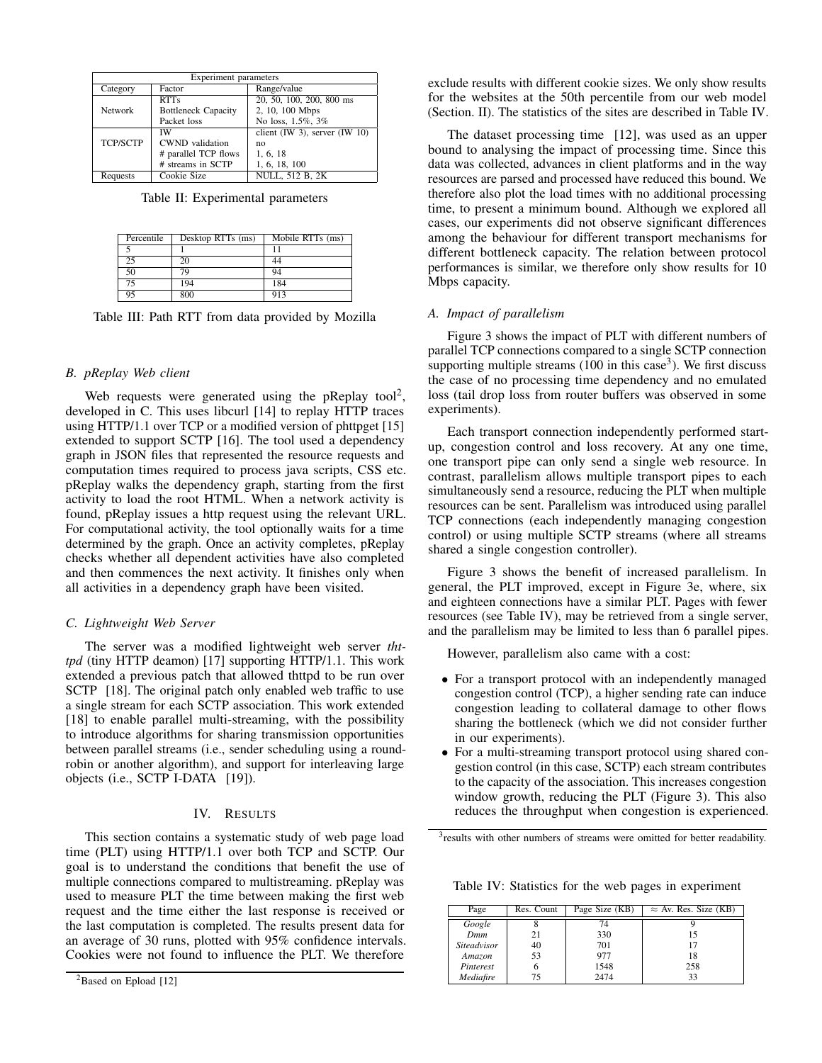| Experiment parameters | | |
|---|---|---|
| Category | Factor | Range/value |
| Network | RTTs | 20, 50, 100, 200, 800 ms |
| | Bottleneck Capacity | 2, 10, 100 Mbps |
| | Packet loss | No loss, 1.5%, 3% |
| TCP/SCTP | IW | client (IW 3), server (IW 10) |
| | CWND validation | no |
| | # parallel TCP flows | 1, 6, 18 |
| | # streams in SCTP | 1, 6, 18, 100 |
| Requests | Cookie Size | NULL, 512 B, 2K |

Table II: Experimental parameters

| Percentile | Desktop RTTs (ms) | Mobile RTTs (ms) |
|---|---|---|
| 5 | 1 | 11 |
| 25 | 20 | 44 |
| 50 | 79 | 94 |
| 75 | 194 | 184 |
| 95 | 800 | 913 |

Table III: Path RTT from data provided by Mozilla

### B. pReplay Web client

Web requests were generated using the pReplay tool[2], developed in C. This uses libcurl [14] to replay HTTP traces using HTTP/1.1 over TCP or a modified version of phttpget [15] extended to support SCTP [16]. The tool used a dependency graph in JSON files that represented the resource requests and computation times required to process java scripts, CSS etc. pReplay walks the dependency graph, starting from the first activity to load the root HTML. When a network activity is found, pReplay issues a http request using the relevant URL. For computational activity, the tool optionally waits for a time determined by the graph. Once an activity completes, pReplay checks whether all dependent activities have also completed and then commences the next activity. It finishes only when all activities in a dependency graph have been visited.

### C. Lightweight Web Server

The server was a modified lightweight web server *thttpd* (tiny HTTP deamon) [17] supporting HTTP/1.1. This work extended a previous patch that allowed thttpd to be run over SCTP [18]. The original patch only enabled web traffic to use a single stream for each SCTP association. This work extended [18] to enable parallel multi-streaming, with the possibility to introduce algorithms for sharing transmission opportunities between parallel streams (i.e., sender scheduling using a round-robin or another algorithm), and support for interleaving large objects (i.e., SCTP I-DATA [19]).

## IV. Results

This section contains a systematic study of web page load time (PLT) using HTTP/1.1 over both TCP and SCTP. Our goal is to understand the conditions that benefit the use of multiple connections compared to multistreaming. pReplay was used to measure PLT the time between making the first web request and the time either the last response is received or the last computation is completed. The results present data for an average of 30 runs, plotted with 95% confidence intervals. Cookies were not found to influence the PLT. We therefore exclude results with different cookie sizes. We only show results for the websites at the 50th percentile from our web model (Section. II). The statistics of the sites are described in Table IV.

The dataset processing time [12], was used as an upper bound to analysing the impact of processing time. Since this data was collected, advances in client platforms and in the way resources are parsed and processed have reduced this bound. We therefore also plot the load times with no additional processing time, to present a minimum bound. Although we explored all cases, our experiments did not observe significant differences among the behaviour for different transport mechanisms for different bottleneck capacity. The relation between protocol performances is similar, we therefore only show results for 10 Mbps capacity.

### A. Impact of parallelism

Figure 3 shows the impact of PLT with different numbers of parallel TCP connections compared to a single SCTP connection supporting multiple streams (100 in this case[3]). We first discuss the case of no processing time dependency and no emulated loss (tail drop loss from router buffers was observed in some experiments).

Each transport connection independently performed start-up, congestion control and loss recovery. At any one time, one transport pipe can only send a single web resource. In contrast, parallelism allows multiple transport pipes to each simultaneously send a resource, reducing the PLT when multiple resources can be sent. Parallelism was introduced using parallel TCP connections (each independently managing congestion control) or using multiple SCTP streams (where all streams shared a single congestion controller).

Figure 3 shows the benefit of increased parallelism. In general, the PLT improved, except in Figure 3e, where, six and eighteen connections have a similar PLT. Pages with fewer resources (see Table IV), may be retrieved from a single server, and the parallelism may be limited to less than 6 parallel pipes.

However, parallelism also came with a cost:

- For a transport protocol with an independently managed congestion control (TCP), a higher sending rate can induce congestion leading to collateral damage to other flows sharing the bottleneck (which we did not consider further in our experiments).
- For a multi-streaming transport protocol using shared congestion control (in this case, SCTP) each stream contributes to the capacity of the association. This increases congestion window growth, reducing the PLT (Figure 3). This also reduces the throughput when congestion is experienced.

Table IV: Statistics for the web pages in experiment

| Page | Res. Count | Page Size (KB) | $\approx$ Av. Res. Size (KB) |
|---|---|---|---|
| *Google* | 8 | 74 | 9 |
| *Dmm* | 21 | 330 | 15 |
| *Siteadvisor* | 40 | 701 | 17 |
| *Amazon* | 53 | 977 | 18 |
| *Pinterest* | 6 | 1548 | 258 |
| *Mediafire* | 75 | 2474 | 33 |

[2] Based on Epload [12]

[3] results with other numbers of streams were omitted for better readability.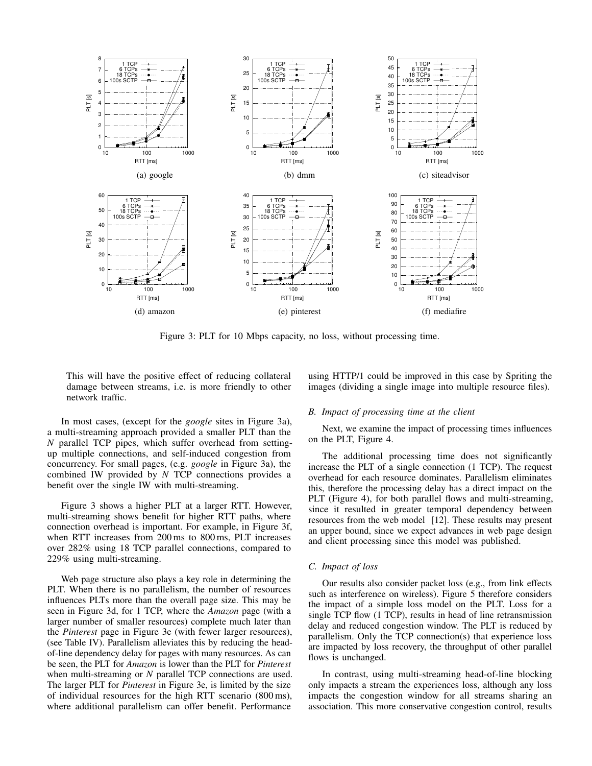Figure 3: PLT for 10 Mbps capacity, no loss, without processing time.

This will have the positive effect of reducing collateral damage between streams, i.e. is more friendly to other network traffic.

In most cases, (except for the *google* sites in Figure 3a), a multi-streaming approach provided a smaller PLT than the *N* parallel TCP pipes, which suffer overhead from setting-up multiple connections, and self-induced congestion from concurrency. For small pages, (e.g. *google* in Figure 3a), the combined IW provided by *N* TCP connections provides a benefit over the single IW with multi-streaming.

Figure 3 shows a higher PLT at a larger RTT. However, multi-streaming shows benefit for higher RTT paths, where connection overhead is important. For example, in Figure 3f, when RTT increases from 200 ms to 800 ms, PLT increases over 282% using 18 TCP parallel connections, compared to 229% using multi-streaming.

Web page structure also plays a key role in determining the PLT. When there is no parallelism, the number of resources influences PLTs more than the overall page size. This may be seen in Figure 3d, for 1 TCP, where the *Amazon* page (with a larger number of smaller resources) complete much later than the *Pinterest* page in Figure 3e (with fewer larger resources), (see Table IV). Parallelism alleviates this by reducing the head-of-line dependency delay for pages with many resources. As can be seen, the PLT for *Amazon* is lower than the PLT for *Pinterest* when multi-streaming or *N* parallel TCP connections are used. The larger PLT for *Pinterest* in Figure 3e, is limited by the size of individual resources for the high RTT scenario (800 ms), where additional parallelism can offer benefit. Performance using HTTP/1 could be improved in this case by Spriting the images (dividing a single image into multiple resource files).

### B. Impact of processing time at the client

Next, we examine the impact of processing times influences on the PLT, Figure 4.

The additional processing time does not significantly increase the PLT of a single connection (1 TCP). The request overhead for each resource dominates. Parallelism eliminates this, therefore the processing delay has a direct impact on the PLT (Figure 4), for both parallel flows and multi-streaming, since it resulted in greater temporal dependency between resources from the web model [12]. These results may present an upper bound, since we expect advances in web page design and client processing since this model was published.

### C. Impact of loss

Our results also consider packet loss (e.g., from link effects such as interference on wireless). Figure 5 therefore considers the impact of a simple loss model on the PLT. Loss for a single TCP flow (1 TCP), results in head of line retransmission delay and reduced congestion window. The PLT is reduced by parallelism. Only the TCP connection(s) that experience loss are impacted by loss recovery, the throughput of other parallel flows is unchanged.

In contrast, using multi-streaming head-of-line blocking only impacts a stream the experiences loss, although any loss impacts the congestion window for all streams sharing an association. This more conservative congestion control, results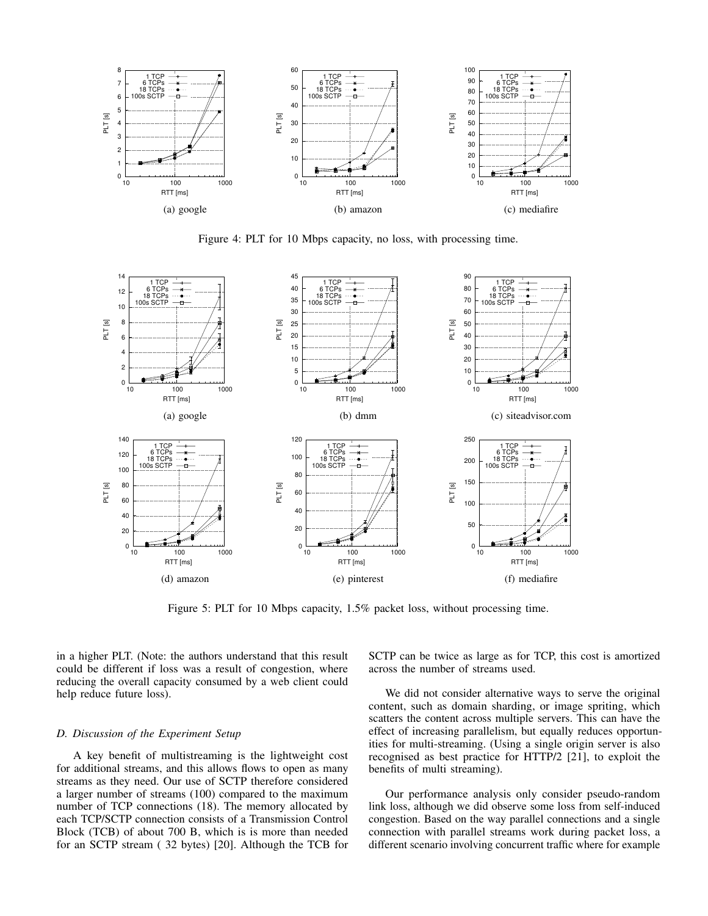(a) google

(b) amazon

(c) mediafire

Figure 4: PLT for 10 Mbps capacity, no loss, with processing time.

(a) google

(b) dmm

(c) siteadvisor.com

(d) amazon

(e) pinterest

(f) mediafire

Figure 5: PLT for 10 Mbps capacity, 1.5% packet loss, without processing time.

in a higher PLT. (Note: the authors understand that this result could be different if loss was a result of congestion, where reducing the overall capacity consumed by a web client could help reduce future loss).

### D. Discussion of the Experiment Setup

A key benefit of multistreaming is the lightweight cost for additional streams, and this allows flows to open as many streams as they need. Our use of SCTP therefore considered a larger number of streams (100) compared to the maximum number of TCP connections (18). The memory allocated by each TCP/SCTP connection consists of a Transmission Control Block (TCB) of about 700 B, which is is more than needed for an SCTP stream ( 32 bytes) [20]. Although the TCB for SCTP can be twice as large as for TCP, this cost is amortized across the number of streams used.

We did not consider alternative ways to serve the original content, such as domain sharding, or image spriting, which scatters the content across multiple servers. This can have the effect of increasing parallelism, but equally reduces opportunities for multi-streaming. (Using a single origin server is also recognised as best practice for HTTP/2 [21], to exploit the benefits of multi streaming).

Our performance analysis only consider pseudo-random link loss, although we did observe some loss from self-induced congestion. Based on the way parallel connections and a single connection with parallel streams work during packet loss, a different scenario involving concurrent traffic where for example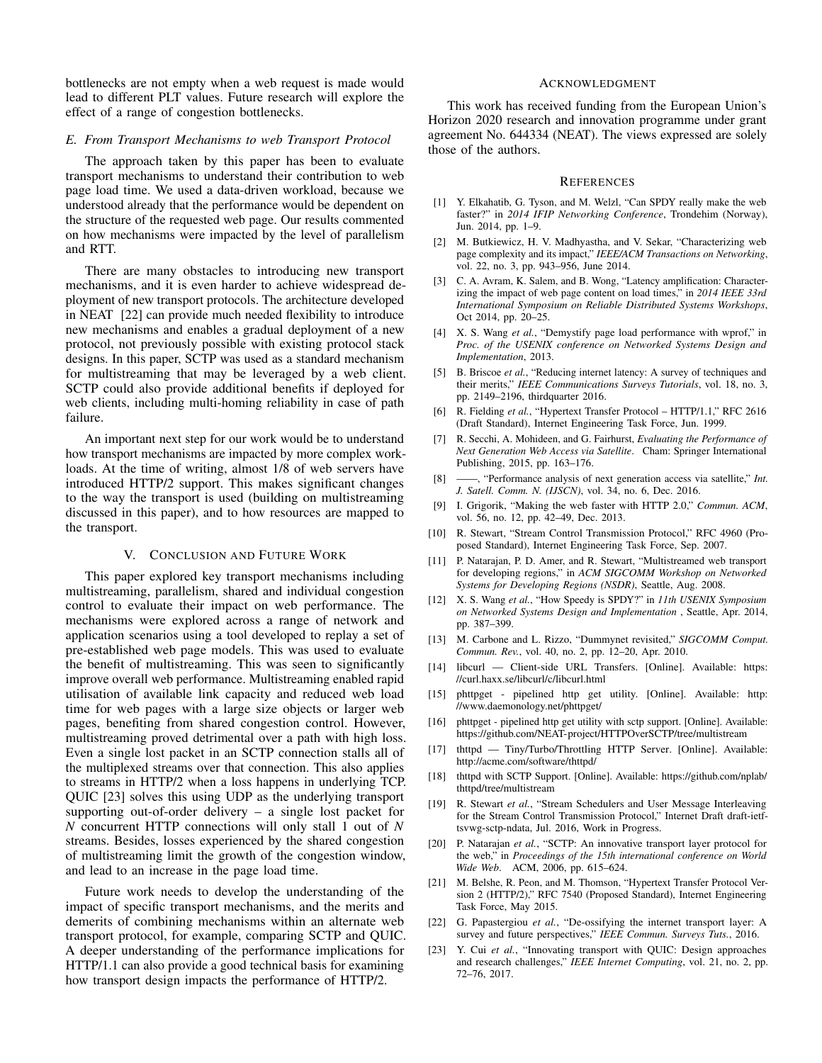bottlenecks are not empty when a web request is made would lead to different PLT values. Future research will explore the effect of a range of congestion bottlenecks.

### E. From Transport Mechanisms to web Transport Protocol

The approach taken by this paper has been to evaluate transport mechanisms to understand their contribution to web page load time. We used a data-driven workload, because we understood already that the performance would be dependent on the structure of the requested web page. Our results commented on how mechanisms were impacted by the level of parallelism and RTT.

There are many obstacles to introducing new transport mechanisms, and it is even harder to achieve widespread deployment of new transport protocols. The architecture developed in NEAT [22] can provide much needed flexibility to introduce new mechanisms and enables a gradual deployment of a new protocol, not previously possible with existing protocol stack designs. In this paper, SCTP was used as a standard mechanism for multistreaming that may be leveraged by a web client. SCTP could also provide additional benefits if deployed for web clients, including multi-homing reliability in case of path failure.

An important next step for our work would be to understand how transport mechanisms are impacted by more complex workloads. At the time of writing, almost 1/8 of web servers have introduced HTTP/2 support. This makes significant changes to the way the transport is used (building on multistreaming discussed in this paper), and to how resources are mapped to the transport.

## V. Conclusion and Future Work

This paper explored key transport mechanisms including multistreaming, parallelism, shared and individual congestion control to evaluate their impact on web performance. The mechanisms were explored across a range of network and application scenarios using a tool developed to replay a set of pre-established web page models. This was used to evaluate the benefit of multistreaming. This was seen to significantly improve overall web performance. Multistreaming enabled rapid utilisation of available link capacity and reduced web load time for web pages with a large size objects or larger web pages, benefiting from shared congestion control. However, multistreaming proved detrimental over a path with high loss. Even a single lost packet in an SCTP connection stalls all of the multiplexed streams over that connection. This also applies to streams in HTTP/2 when a loss happens in underlying TCP. QUIC [23] solves this using UDP as the underlying transport supporting out-of-order delivery – a single lost packet for *N* concurrent HTTP connections will only stall 1 out of *N* streams. Besides, losses experienced by the shared congestion of multistreaming limit the growth of the congestion window, and lead to an increase in the page load time.

Future work needs to develop the understanding of the impact of specific transport mechanisms, and the merits and demerits of combining mechanisms within an alternate web transport protocol, for example, comparing SCTP and QUIC. A deeper understanding of the performance implications for HTTP/1.1 can also provide a good technical basis for examining how transport design impacts the performance of HTTP/2.

## Acknowledgment

This work has received funding from the European Union's Horizon 2020 research and innovation programme under grant agreement No. 644334 (NEAT). The views expressed are solely those of the authors.

## References

[1] Y. Elkhatib, G. Tyson, and M. Welzl, "Can SPDY really make the web faster?" in *2014 IFIP Networking Conference*, Trondehim (Norway), Jun. 2014, pp. 1–9.

[2] M. Butkiewicz, H. V. Madhyastha, and V. Sekar, "Characterizing web page complexity and its impact," *IEEE/ACM Transactions on Networking*, vol. 22, no. 3, pp. 943–956, June 2014.

[3] C. A. Avram, K. Salem, and B. Wong, "Latency amplification: Characterizing the impact of web page content on load times," in *2014 IEEE 33rd International Symposium on Reliable Distributed Systems Workshops*, Oct 2014, pp. 20–25.

[4] X. S. Wang *et al.*, "Demystify page load performance with wprof," in *Proc. of the USENIX conference on Networked Systems Design and Implementation*, 2013.

[5] B. Briscoe *et al.*, "Reducing internet latency: A survey of techniques and their merits," *IEEE Communications Surveys Tutorials*, vol. 18, no. 3, pp. 2149–2196, thirdquarter 2016.

[6] R. Fielding *et al.*, "Hypertext Transfer Protocol – HTTP/1.1," RFC 2616 (Draft Standard), Internet Engineering Task Force, Jun. 1999.

[7] R. Secchi, A. Mohideen, and G. Fairhurst, *Evaluating the Performance of Next Generation Web Access via Satellite*. Cham: Springer International Publishing, 2015, pp. 163–176.

[8] ——, "Performance analysis of next generation access via satellite," *Int. J. Satell. Comm. N. (IJSCN)*, vol. 34, no. 6, Dec. 2016.

[9] I. Grigorik, "Making the web faster with HTTP 2.0," *Commun. ACM*, vol. 56, no. 12, pp. 42–49, Dec. 2013.

[10] R. Stewart, "Stream Control Transmission Protocol," RFC 4960 (Proposed Standard), Internet Engineering Task Force, Sep. 2007.

[11] P. Natarajan, P. D. Amer, and R. Stewart, "Multistreamed web transport for developing regions," in *ACM SIGCOMM Workshop on Networked Systems for Developing Regions (NSDR)*, Seattle, Aug. 2008.

[12] X. S. Wang *et al.*, "How Speedy is SPDY?" in *11th USENIX Symposium on Networked Systems Design and Implementation* , Seattle, Apr. 2014, pp. 387–399.

[13] M. Carbone and L. Rizzo, "Dummynet revisited," *SIGCOMM Comput. Commun. Rev.*, vol. 40, no. 2, pp. 12–20, Apr. 2010.

[14] libcurl — Client-side URL Transfers. [Online]. Available: https://curl.haxx.se/libcurl/c/libcurl.html

[15] phttpget - pipelined http get utility. [Online]. Available: http://www.daemonology.net/phttpget/

[16] phttpget - pipelined http get utility with sctp support. [Online]. Available: https://github.com/NEAT-project/HTTPOverSCTP/tree/multistream

[17] thttpd — Tiny/Turbo/Throttling HTTP Server. [Online]. Available: http://acme.com/software/thttpd/

[18] thttpd with SCTP Support. [Online]. Available: https://github.com/nplab/thttpd/tree/multistream

[19] R. Stewart *et al.*, "Stream Schedulers and User Message Interleaving for the Stream Control Transmission Protocol," Internet Draft draft-ietf-tsvwg-sctp-ndata, Jul. 2016, Work in Progress.

[20] P. Natarajan *et al.*, "SCTP: An innovative transport layer protocol for the web," in *Proceedings of the 15th international conference on World Wide Web*. ACM, 2006, pp. 615–624.

[21] M. Belshe, R. Peon, and M. Thomson, "Hypertext Transfer Protocol Version 2 (HTTP/2)," RFC 7540 (Proposed Standard), Internet Engineering Task Force, May 2015.

[22] G. Papastergiou *et al.*, "De-ossifying the internet transport layer: A survey and future perspectives," *IEEE Commun. Surveys Tuts.*, 2016.

[23] Y. Cui *et al.*, "Innovating transport with QUIC: Design approaches and research challenges," *IEEE Internet Computing*, vol. 21, no. 2, pp. 72–76, 2017.